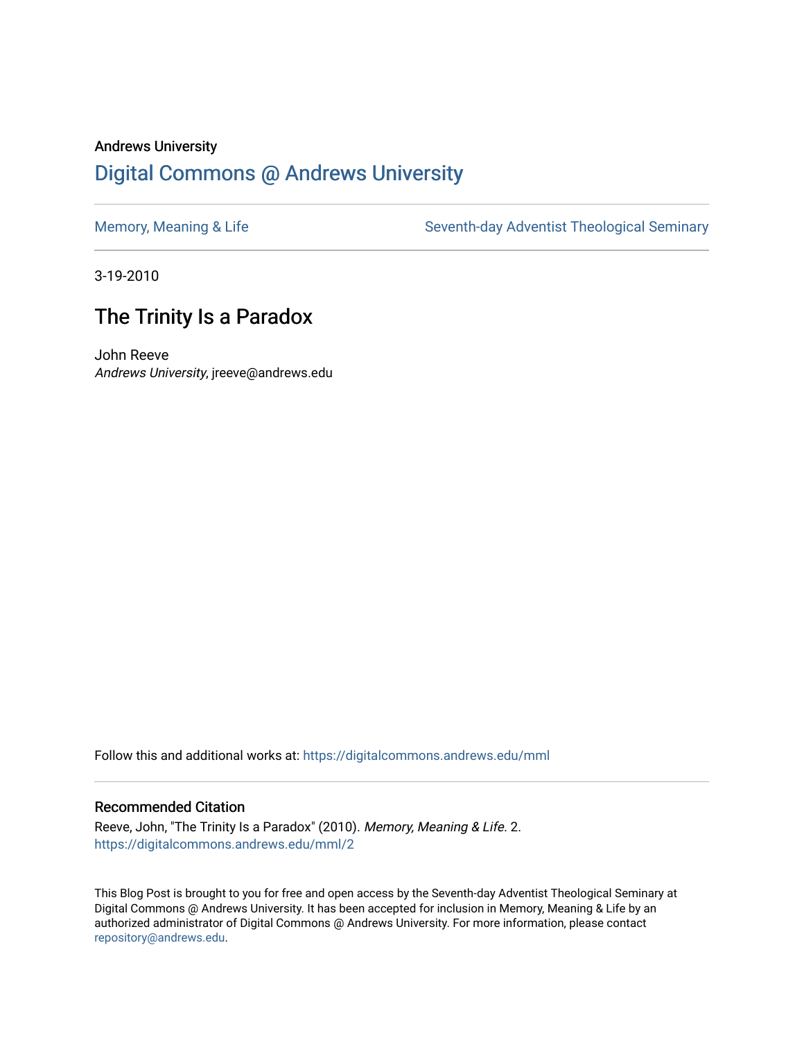Andrews University

# Digital Commons @ Andrews University

Memory, Meaning & Life

Seventh-day Adventist Theological Seminary

3-19-2010

## The Trinity Is a Paradox

John Reeve
*Andrews University*, jreeve@andrews.edu

Follow this and additional works at: https://digitalcommons.andrews.edu/mml

### Recommended Citation

Reeve, John, "The Trinity Is a Paradox" (2010). *Memory, Meaning & Life*. 2.
https://digitalcommons.andrews.edu/mml/2

This Blog Post is brought to you for free and open access by the Seventh-day Adventist Theological Seminary at Digital Commons @ Andrews University. It has been accepted for inclusion in Memory, Meaning & Life by an authorized administrator of Digital Commons @ Andrews University. For more information, please contact repository@andrews.edu.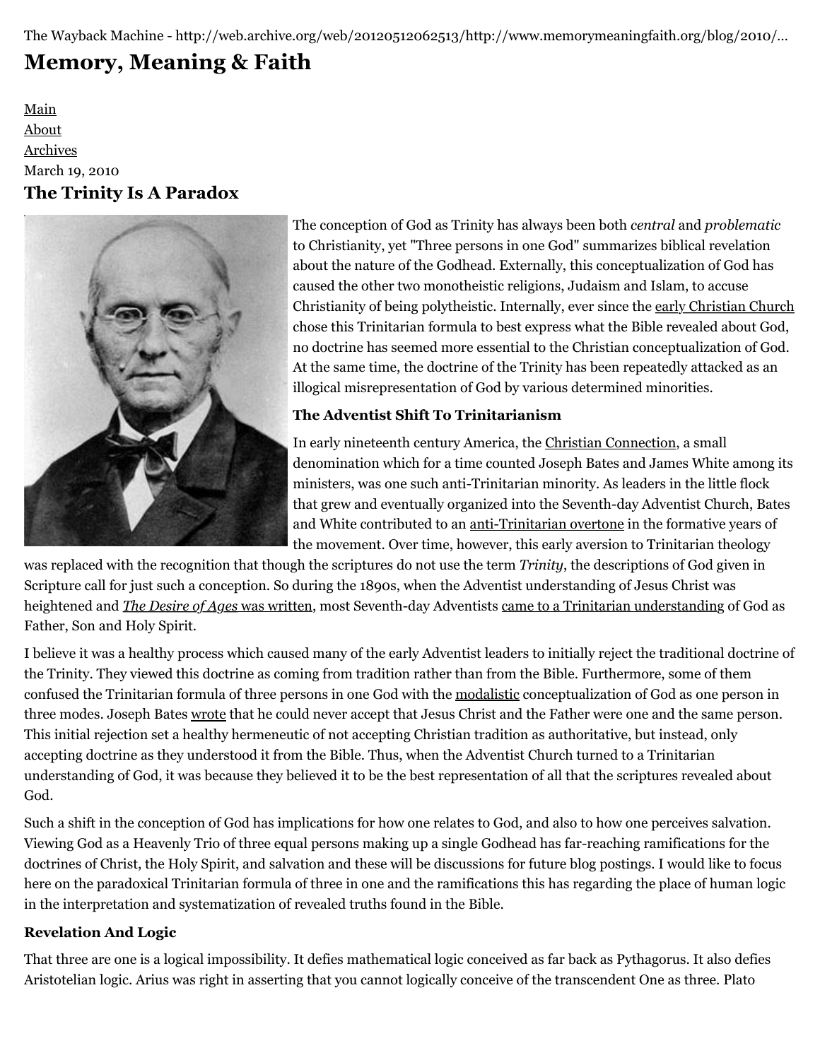The Wayback Machine - http://web.archive.org/web/20120512062513/http://www.memorymeaningfaith.org/blog/2010/...

# Memory, Meaning & Faith

[Main](#)
[About](#)
[Archives](#)

March 19, 2010

## The Trinity Is A Paradox

The conception of God as Trinity has always been both *central* and *problematic* to Christianity, yet "Three persons in one God" summarizes biblical revelation about the nature of the Godhead. Externally, this conceptualization of God has caused the other two monotheistic religions, Judaism and Islam, to accuse Christianity of being polytheistic. Internally, ever since the early Christian Church chose this Trinitarian formula to best express what the Bible revealed about God, no doctrine has seemed more essential to the Christian conceptualization of God. At the same time, the doctrine of the Trinity has been repeatedly attacked as an illogical misrepresentation of God by various determined minorities.

### The Adventist Shift To Trinitarianism

In early nineteenth century America, the Christian Connection, a small denomination which for a time counted Joseph Bates and James White among its ministers, was one such anti-Trinitarian minority. As leaders in the little flock that grew and eventually organized into the Seventh-day Adventist Church, Bates and White contributed to an anti-Trinitarian overtone in the formative years of the movement. Over time, however, this early aversion to Trinitarian theology was replaced with the recognition that though the scriptures do not use the term *Trinity*, the descriptions of God given in Scripture call for just such a conception. So during the 1890s, when the Adventist understanding of Jesus Christ was heightened and *The Desire of Ages* was written, most Seventh-day Adventists came to a Trinitarian understanding of God as Father, Son and Holy Spirit.

I believe it was a healthy process which caused many of the early Adventist leaders to initially reject the traditional doctrine of the Trinity. They viewed this doctrine as coming from tradition rather than from the Bible. Furthermore, some of them confused the Trinitarian formula of three persons in one God with the modalistic conceptualization of God as one person in three modes. Joseph Bates wrote that he could never accept that Jesus Christ and the Father were one and the same person. This initial rejection set a healthy hermeneutic of not accepting Christian tradition as authoritative, but instead, only accepting doctrine as they understood it from the Bible. Thus, when the Adventist Church turned to a Trinitarian understanding of God, it was because they believed it to be the best representation of all that the scriptures revealed about God.

Such a shift in the conception of God has implications for how one relates to God, and also to how one perceives salvation. Viewing God as a Heavenly Trio of three equal persons making up a single Godhead has far-reaching ramifications for the doctrines of Christ, the Holy Spirit, and salvation and these will be discussions for future blog postings. I would like to focus here on the paradoxical Trinitarian formula of three in one and the ramifications this has regarding the place of human logic in the interpretation and systematization of revealed truths found in the Bible.

### Revelation And Logic

That three are one is a logical impossibility. It defies mathematical logic conceived as far back as Pythagorus. It also defies Aristotelian logic. Arius was right in asserting that you cannot logically conceive of the transcendent One as three. Plato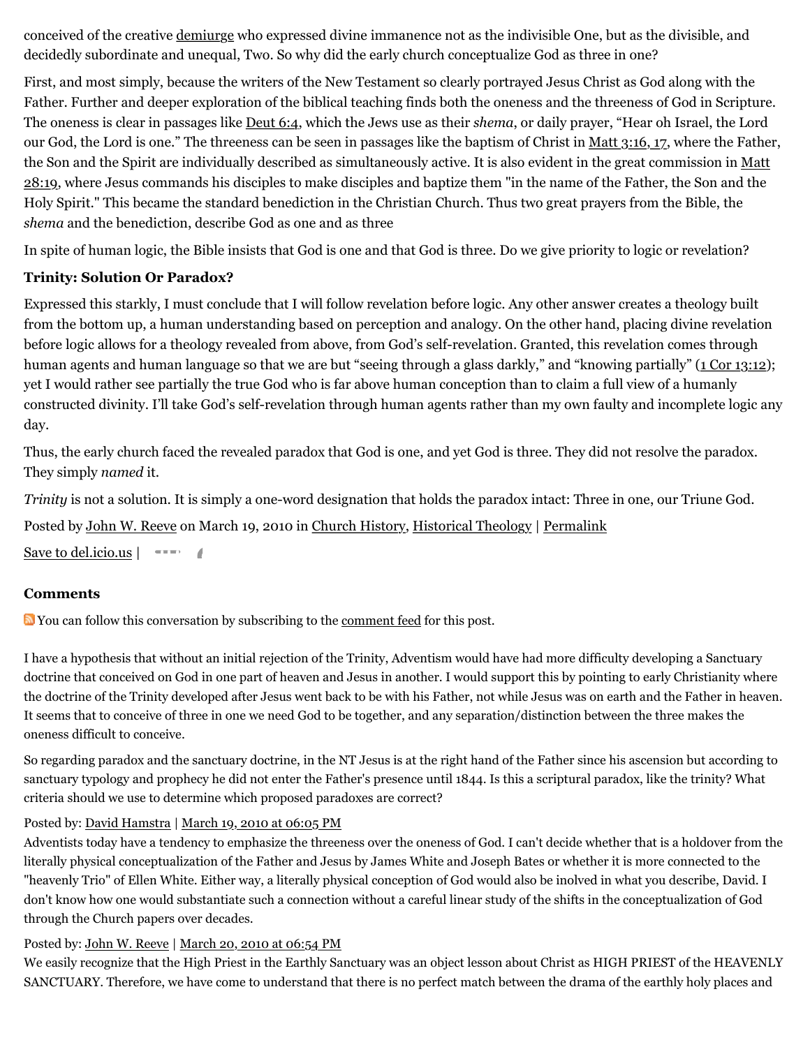conceived of the creative demiurge who expressed divine immanence not as the indivisible One, but as the divisible, and decidedly subordinate and unequal, Two. So why did the early church conceptualize God as three in one?

First, and most simply, because the writers of the New Testament so clearly portrayed Jesus Christ as God along with the Father. Further and deeper exploration of the biblical teaching finds both the oneness and the threeness of God in Scripture. The oneness is clear in passages like Deut 6:4, which the Jews use as their *shema*, or daily prayer, "Hear oh Israel, the Lord our God, the Lord is one." The threeness can be seen in passages like the baptism of Christ in Matt 3:16, 17, where the Father, the Son and the Spirit are individually described as simultaneously active. It is also evident in the great commission in Matt 28:19, where Jesus commands his disciples to make disciples and baptize them "in the name of the Father, the Son and the Holy Spirit." This became the standard benediction in the Christian Church. Thus two great prayers from the Bible, the *shema* and the benediction, describe God as one and as three

In spite of human logic, the Bible insists that God is one and that God is three. Do we give priority to logic or revelation?

**Trinity: Solution Or Paradox?**

Expressed this starkly, I must conclude that I will follow revelation before logic. Any other answer creates a theology built from the bottom up, a human understanding based on perception and analogy. On the other hand, placing divine revelation before logic allows for a theology revealed from above, from God's self-revelation. Granted, this revelation comes through human agents and human language so that we are but "seeing through a glass darkly," and "knowing partially" (1 Cor 13:12); yet I would rather see partially the true God who is far above human conception than to claim a full view of a humanly constructed divinity. I'll take God's self-revelation through human agents rather than my own faulty and incomplete logic any day.

Thus, the early church faced the revealed paradox that God is one, and yet God is three. They did not resolve the paradox. They simply *named* it.

*Trinity* is not a solution. It is simply a one-word designation that holds the paradox intact: Three in one, our Triune God.

Posted by John W. Reeve on March 19, 2010 in Church History, Historical Theology | Permalink

Save to del.icio.us |

**Comments**

You can follow this conversation by subscribing to the comment feed for this post.

I have a hypothesis that without an initial rejection of the Trinity, Adventism would have had more difficulty developing a Sanctuary doctrine that conceived on God in one part of heaven and Jesus in another. I would support this by pointing to early Christianity where the doctrine of the Trinity developed after Jesus went back to be with his Father, not while Jesus was on earth and the Father in heaven. It seems that to conceive of three in one we need God to be together, and any separation/distinction between the three makes the oneness difficult to conceive.

So regarding paradox and the sanctuary doctrine, in the NT Jesus is at the right hand of the Father since his ascension but according to sanctuary typology and prophecy he did not enter the Father's presence until 1844. Is this a scriptural paradox, like the trinity? What criteria should we use to determine which proposed paradoxes are correct?

Posted by: David Hamstra | March 19, 2010 at 06:05 PM

Adventists today have a tendency to emphasize the threeness over the oneness of God. I can't decide whether that is a holdover from the literally physical conceptualization of the Father and Jesus by James White and Joseph Bates or whether it is more connected to the "heavenly Trio" of Ellen White. Either way, a literally physical conception of God would also be inolved in what you describe, David. I don't know how one would substantiate such a connection without a careful linear study of the shifts in the conceptualization of God through the Church papers over decades.

Posted by: John W. Reeve | March 20, 2010 at 06:54 PM

We easily recognize that the High Priest in the Earthly Sanctuary was an object lesson about Christ as HIGH PRIEST of the HEAVENLY SANCTUARY. Therefore, we have come to understand that there is no perfect match between the drama of the earthly holy places and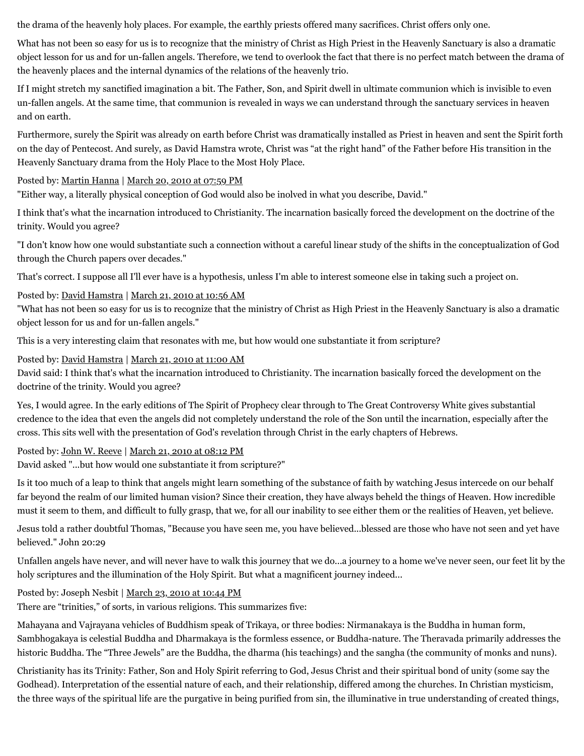the drama of the heavenly holy places. For example, the earthly priests offered many sacrifices. Christ offers only one.

What has not been so easy for us is to recognize that the ministry of Christ as High Priest in the Heavenly Sanctuary is also a dramatic object lesson for us and for un-fallen angels. Therefore, we tend to overlook the fact that there is no perfect match between the drama of the heavenly places and the internal dynamics of the relations of the heavenly trio.

If I might stretch my sanctified imagination a bit. The Father, Son, and Spirit dwell in ultimate communion which is invisible to even un-fallen angels. At the same time, that communion is revealed in ways we can understand through the sanctuary services in heaven and on earth.

Furthermore, surely the Spirit was already on earth before Christ was dramatically installed as Priest in heaven and sent the Spirit forth on the day of Pentecost. And surely, as David Hamstra wrote, Christ was "at the right hand" of the Father before His transition in the Heavenly Sanctuary drama from the Holy Place to the Most Holy Place.

Posted by: Martin Hanna | March 20, 2010 at 07:59 PM

"Either way, a literally physical conception of God would also be inolved in what you describe, David."

I think that's what the incarnation introduced to Christianity. The incarnation basically forced the development on the doctrine of the trinity. Would you agree?

"I don't know how one would substantiate such a connection without a careful linear study of the shifts in the conceptualization of God through the Church papers over decades."

That's correct. I suppose all I'll ever have is a hypothesis, unless I'm able to interest someone else in taking such a project on.

Posted by: David Hamstra | March 21, 2010 at 10:56 AM

"What has not been so easy for us is to recognize that the ministry of Christ as High Priest in the Heavenly Sanctuary is also a dramatic object lesson for us and for un-fallen angels."

This is a very interesting claim that resonates with me, but how would one substantiate it from scripture?

Posted by: David Hamstra | March 21, 2010 at 11:00 AM

David said: I think that's what the incarnation introduced to Christianity. The incarnation basically forced the development on the doctrine of the trinity. Would you agree?

Yes, I would agree. In the early editions of The Spirit of Prophecy clear through to The Great Controversy White gives substantial credence to the idea that even the angels did not completely understand the role of the Son until the incarnation, especially after the cross. This sits well with the presentation of God's revelation through Christ in the early chapters of Hebrews.

Posted by: John W. Reeve | March 21, 2010 at 08:12 PM

David asked "...but how would one substantiate it from scripture?"

Is it too much of a leap to think that angels might learn something of the substance of faith by watching Jesus intercede on our behalf far beyond the realm of our limited human vision? Since their creation, they have always beheld the things of Heaven. How incredible must it seem to them, and difficult to fully grasp, that we, for all our inability to see either them or the realities of Heaven, yet believe.

Jesus told a rather doubtful Thomas, "Because you have seen me, you have believed...blessed are those who have not seen and yet have believed." John 20:29

Unfallen angels have never, and will never have to walk this journey that we do...a journey to a home we've never seen, our feet lit by the holy scriptures and the illumination of the Holy Spirit. But what a magnificent journey indeed...

Posted by: Joseph Nesbit | March 23, 2010 at 10:44 PM

There are "trinities," of sorts, in various religions. This summarizes five:

Mahayana and Vajrayana vehicles of Buddhism speak of Trikaya, or three bodies: Nirmanakaya is the Buddha in human form, Sambhogakaya is celestial Buddha and Dharmakaya is the formless essence, or Buddha-nature. The Theravada primarily addresses the historic Buddha. The "Three Jewels" are the Buddha, the dharma (his teachings) and the sangha (the community of monks and nuns).

Christianity has its Trinity: Father, Son and Holy Spirit referring to God, Jesus Christ and their spiritual bond of unity (some say the Godhead). Interpretation of the essential nature of each, and their relationship, differed among the churches. In Christian mysticism, the three ways of the spiritual life are the purgative in being purified from sin, the illuminative in true understanding of created things,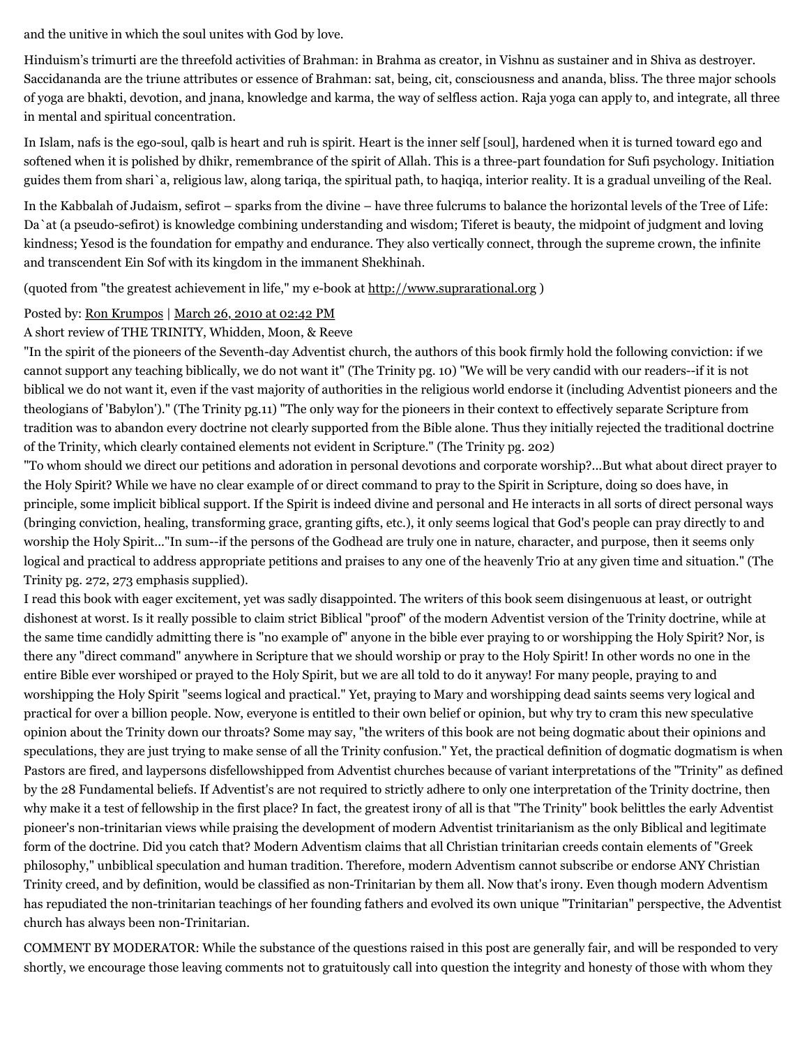and the unitive in which the soul unites with God by love.

Hinduism's trimurti are the threefold activities of Brahman: in Brahma as creator, in Vishnu as sustainer and in Shiva as destroyer. Saccidananda are the triune attributes or essence of Brahman: sat, being, cit, consciousness and ananda, bliss. The three major schools of yoga are bhakti, devotion, and jnana, knowledge and karma, the way of selfless action. Raja yoga can apply to, and integrate, all three in mental and spiritual concentration.

In Islam, nafs is the ego-soul, qalb is heart and ruh is spirit. Heart is the inner self [soul], hardened when it is turned toward ego and softened when it is polished by dhikr, remembrance of the spirit of Allah. This is a three-part foundation for Sufi psychology. Initiation guides them from shari`a, religious law, along tariqa, the spiritual path, to haqiqa, interior reality. It is a gradual unveiling of the Real.

In the Kabbalah of Judaism, sefirot – sparks from the divine – have three fulcrums to balance the horizontal levels of the Tree of Life: Da`at (a pseudo-sefirot) is knowledge combining understanding and wisdom; Tiferet is beauty, the midpoint of judgment and loving kindness; Yesod is the foundation for empathy and endurance. They also vertically connect, through the supreme crown, the infinite and transcendent Ein Sof with its kingdom in the immanent Shekhinah.

(quoted from "the greatest achievement in life," my e-book at http://www.suprarational.org )

Posted by: Ron Krumpos | March 26, 2010 at 02:42 PM

A short review of THE TRINITY, Whidden, Moon, & Reeve

"In the spirit of the pioneers of the Seventh-day Adventist church, the authors of this book firmly hold the following conviction: if we cannot support any teaching biblically, we do not want it" (The Trinity pg. 10) "We will be very candid with our readers--if it is not biblical we do not want it, even if the vast majority of authorities in the religious world endorse it (including Adventist pioneers and the theologians of 'Babylon')." (The Trinity pg.11) "The only way for the pioneers in their context to effectively separate Scripture from tradition was to abandon every doctrine not clearly supported from the Bible alone. Thus they initially rejected the traditional doctrine of the Trinity, which clearly contained elements not evident in Scripture." (The Trinity pg. 202)

"To whom should we direct our petitions and adoration in personal devotions and corporate worship?...But what about direct prayer to the Holy Spirit? While we have no clear example of or direct command to pray to the Spirit in Scripture, doing so does have, in principle, some implicit biblical support. If the Spirit is indeed divine and personal and He interacts in all sorts of direct personal ways (bringing conviction, healing, transforming grace, granting gifts, etc.), it only seems logical that God's people can pray directly to and worship the Holy Spirit..."In sum--if the persons of the Godhead are truly one in nature, character, and purpose, then it seems only logical and practical to address appropriate petitions and praises to any one of the heavenly Trio at any given time and situation." (The Trinity pg. 272, 273 emphasis supplied).

I read this book with eager excitement, yet was sadly disappointed. The writers of this book seem disingenuous at least, or outright dishonest at worst. Is it really possible to claim strict Biblical "proof" of the modern Adventist version of the Trinity doctrine, while at the same time candidly admitting there is "no example of" anyone in the bible ever praying to or worshipping the Holy Spirit? Nor, is there any "direct command" anywhere in Scripture that we should worship or pray to the Holy Spirit! In other words no one in the entire Bible ever worshiped or prayed to the Holy Spirit, but we are all told to do it anyway! For many people, praying to and worshipping the Holy Spirit "seems logical and practical." Yet, praying to Mary and worshipping dead saints seems very logical and practical for over a billion people. Now, everyone is entitled to their own belief or opinion, but why try to cram this new speculative opinion about the Trinity down our throats? Some may say, "the writers of this book are not being dogmatic about their opinions and speculations, they are just trying to make sense of all the Trinity confusion." Yet, the practical definition of dogmatic dogmatism is when Pastors are fired, and laypersons disfellowshipped from Adventist churches because of variant interpretations of the "Trinity" as defined by the 28 Fundamental beliefs. If Adventist's are not required to strictly adhere to only one interpretation of the Trinity doctrine, then why make it a test of fellowship in the first place? In fact, the greatest irony of all is that "The Trinity" book belittles the early Adventist pioneer's non-trinitarian views while praising the development of modern Adventist trinitarianism as the only Biblical and legitimate form of the doctrine. Did you catch that? Modern Adventism claims that all Christian trinitarian creeds contain elements of "Greek philosophy," unbiblical speculation and human tradition. Therefore, modern Adventism cannot subscribe or endorse ANY Christian Trinity creed, and by definition, would be classified as non-Trinitarian by them all. Now that's irony. Even though modern Adventism has repudiated the non-trinitarian teachings of her founding fathers and evolved its own unique "Trinitarian" perspective, the Adventist church has always been non-Trinitarian.

COMMENT BY MODERATOR: While the substance of the questions raised in this post are generally fair, and will be responded to very shortly, we encourage those leaving comments not to gratuitously call into question the integrity and honesty of those with whom they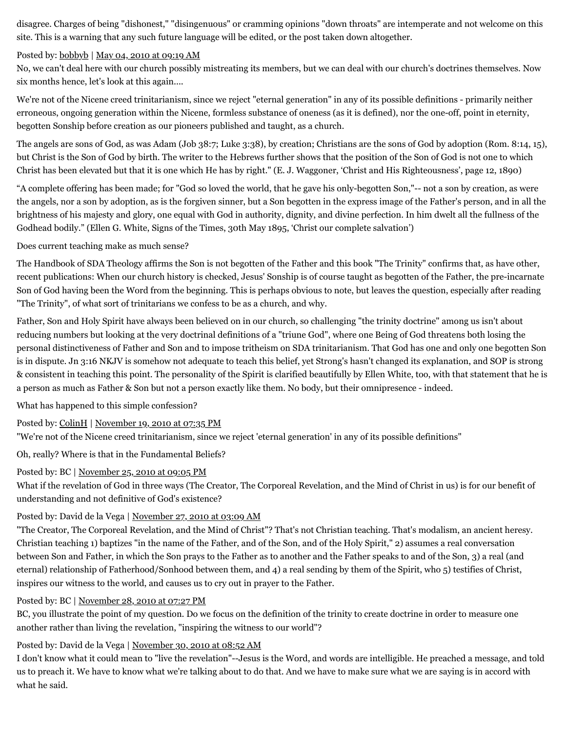disagree. Charges of being "dishonest," "disingenuous" or cramming opinions "down throats" are intemperate and not welcome on this site. This is a warning that any such future language will be edited, or the post taken down altogether.

Posted by: bobbyb | May 04, 2010 at 09:19 AM

No, we can't deal here with our church possibly mistreating its members, but we can deal with our church's doctrines themselves. Now six months hence, let's look at this again....

We're not of the Nicene creed trinitarianism, since we reject "eternal generation" in any of its possible definitions - primarily neither erroneous, ongoing generation within the Nicene, formless substance of oneness (as it is defined), nor the one-off, point in eternity, begotten Sonship before creation as our pioneers published and taught, as a church.

The angels are sons of God, as was Adam (Job 38:7; Luke 3:38), by creation; Christians are the sons of God by adoption (Rom. 8:14, 15), but Christ is the Son of God by birth. The writer to the Hebrews further shows that the position of the Son of God is not one to which Christ has been elevated but that it is one which He has by right." (E. J. Waggoner, 'Christ and His Righteousness', page 12, 1890)

"A complete offering has been made; for "God so loved the world, that he gave his only-begotten Son,"-- not a son by creation, as were the angels, nor a son by adoption, as is the forgiven sinner, but a Son begotten in the express image of the Father's person, and in all the brightness of his majesty and glory, one equal with God in authority, dignity, and divine perfection. In him dwelt all the fullness of the Godhead bodily." (Ellen G. White, Signs of the Times, 30th May 1895, 'Christ our complete salvation')

Does current teaching make as much sense?

The Handbook of SDA Theology affirms the Son is not begotten of the Father and this book "The Trinity" confirms that, as have other, recent publications: When our church history is checked, Jesus' Sonship is of course taught as begotten of the Father, the pre-incarnate Son of God having been the Word from the beginning. This is perhaps obvious to note, but leaves the question, especially after reading "The Trinity", of what sort of trinitarians we confess to be as a church, and why.

Father, Son and Holy Spirit have always been believed on in our church, so challenging "the trinity doctrine" among us isn't about reducing numbers but looking at the very doctrinal definitions of a "triune God", where one Being of God threatens both losing the personal distinctiveness of Father and Son and to impose tritheism on SDA trinitarianism. That God has one and only one begotten Son is in dispute. Jn 3:16 NKJV is somehow not adequate to teach this belief, yet Strong's hasn't changed its explanation, and SOP is strong & consistent in teaching this point. The personality of the Spirit is clarified beautifully by Ellen White, too, with that statement that he is a person as much as Father & Son but not a person exactly like them. No body, but their omnipresence - indeed.

What has happened to this simple confession?

Posted by: ColinH | November 19, 2010 at 07:35 PM

"We're not of the Nicene creed trinitarianism, since we reject 'eternal generation' in any of its possible definitions"

Oh, really? Where is that in the Fundamental Beliefs?

Posted by: BC | November 25, 2010 at 09:05 PM

What if the revelation of God in three ways (The Creator, The Corporeal Revelation, and the Mind of Christ in us) is for our benefit of understanding and not definitive of God's existence?

Posted by: David de la Vega | November 27, 2010 at 03:09 AM

"The Creator, The Corporeal Revelation, and the Mind of Christ"? That's not Christian teaching. That's modalism, an ancient heresy. Christian teaching 1) baptizes "in the name of the Father, and of the Son, and of the Holy Spirit," 2) assumes a real conversation between Son and Father, in which the Son prays to the Father as to another and the Father speaks to and of the Son, 3) a real (and eternal) relationship of Fatherhood/Sonhood between them, and 4) a real sending by them of the Spirit, who 5) testifies of Christ, inspires our witness to the world, and causes us to cry out in prayer to the Father.

Posted by: BC | November 28, 2010 at 07:27 PM

BC, you illustrate the point of my question. Do we focus on the definition of the trinity to create doctrine in order to measure one another rather than living the revelation, "inspiring the witness to our world"?

Posted by: David de la Vega | November 30, 2010 at 08:52 AM

I don't know what it could mean to "live the revelation"--Jesus is the Word, and words are intelligible. He preached a message, and told us to preach it. We have to know what we're talking about to do that. And we have to make sure what we are saying is in accord with what he said.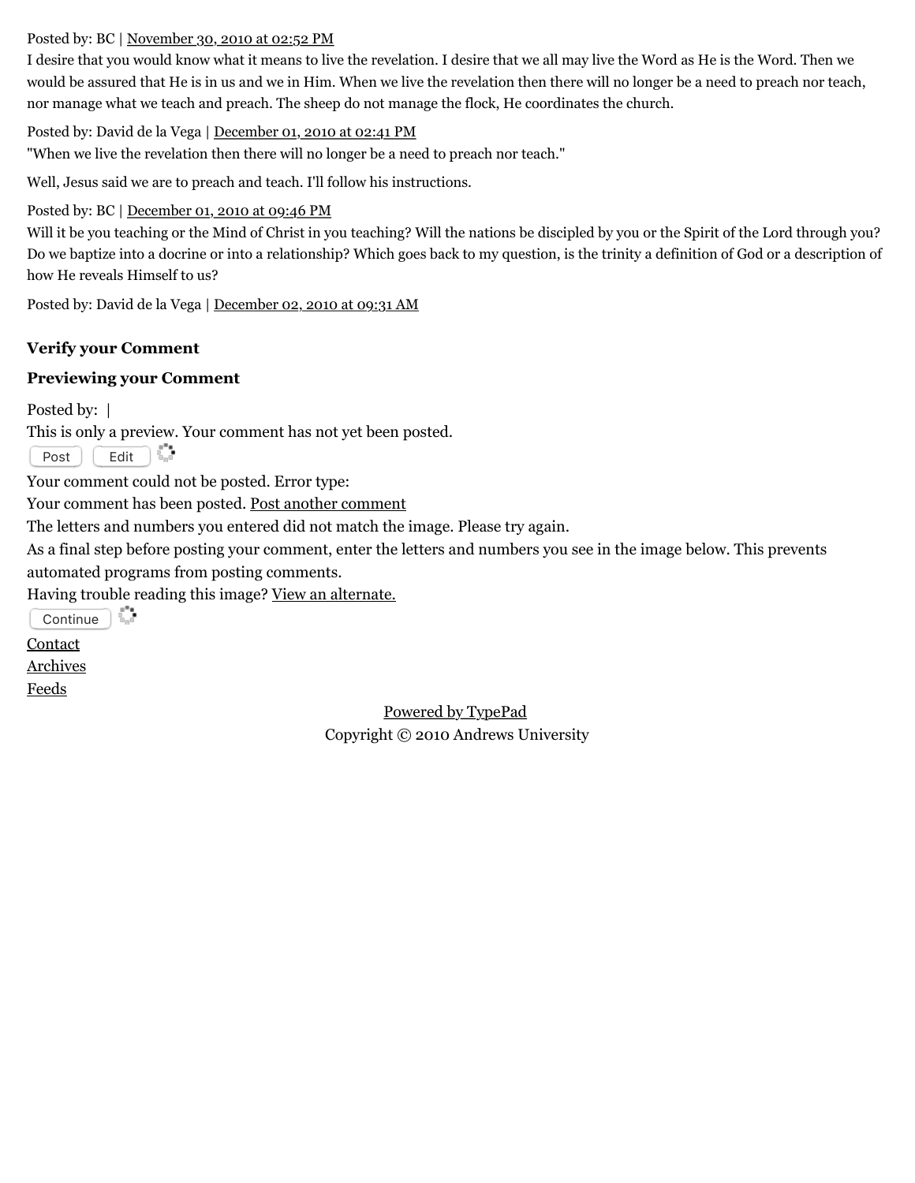Posted by: BC | November 30, 2010 at 02:52 PM

I desire that you would know what it means to live the revelation. I desire that we all may live the Word as He is the Word. Then we would be assured that He is in us and we in Him. When we live the revelation then there will no longer be a need to preach nor teach, nor manage what we teach and preach. The sheep do not manage the flock, He coordinates the church.

Posted by: David de la Vega | December 01, 2010 at 02:41 PM

"When we live the revelation then there will no longer be a need to preach nor teach."

Well, Jesus said we are to preach and teach. I'll follow his instructions.

Posted by: BC | December 01, 2010 at 09:46 PM

Will it be you teaching or the Mind of Christ in you teaching? Will the nations be discipled by you or the Spirit of the Lord through you? Do we baptize into a docrine or into a relationship? Which goes back to my question, is the trinity a definition of God or a description of how He reveals Himself to us?

Posted by: David de la Vega | December 02, 2010 at 09:31 AM

### Verify your Comment

### Previewing your Comment

Posted by: |

This is only a preview. Your comment has not yet been posted.

Post Edit

Your comment could not be posted. Error type:

Your comment has been posted. Post another comment

The letters and numbers you entered did not match the image. Please try again.

As a final step before posting your comment, enter the letters and numbers you see in the image below. This prevents automated programs from posting comments.

Having trouble reading this image? View an alternate.

Continue

Contact

Archives

Feeds

Powered by TypePad

Copyright © 2010 Andrews University